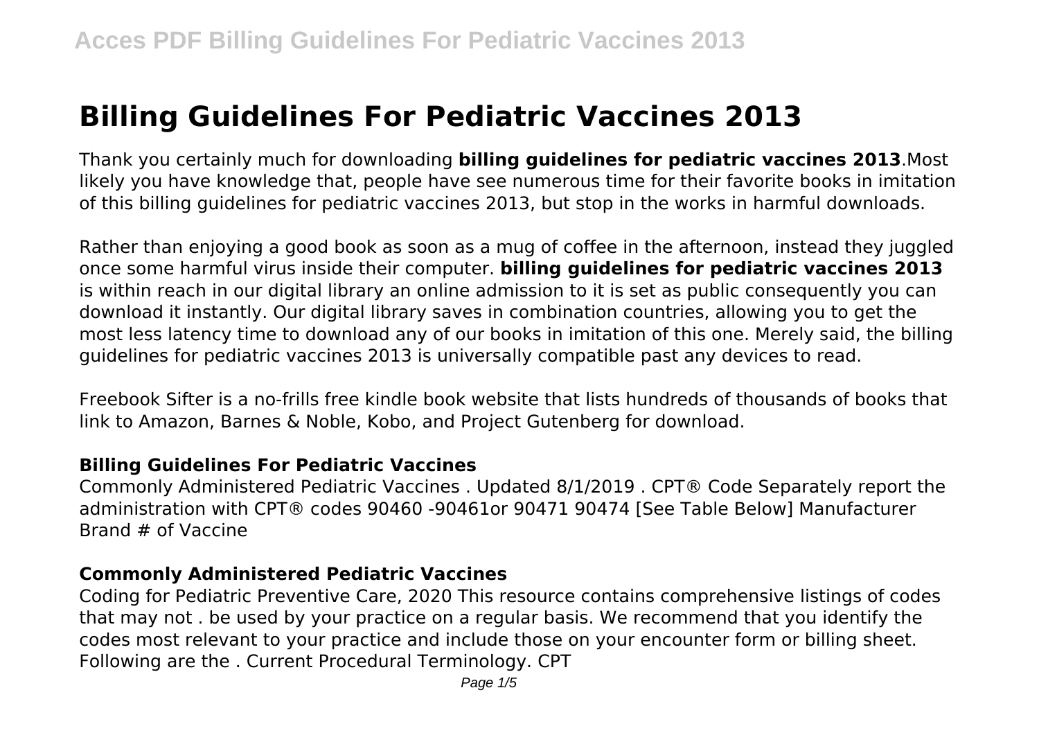# Billing Guidelines For Pediatric Vaccines 2013

Thank you certainly much for downloading **billing guidelines for pediatric vaccines 2013**.Most likely you have knowledge that, people have see numerous time for their favorite books in imitation of this billing guidelines for pediatric vaccines 2013, but stop in the works in harmful downloads.

Rather than enjoying a good book as soon as a mug of coffee in the afternoon, instead they juggled once some harmful virus inside their computer. **billing guidelines for pediatric vaccines 2013** is within reach in our digital library an online admission to it is set as public consequently you can download it instantly. Our digital library saves in combination countries, allowing you to get the most less latency time to download any of our books in imitation of this one. Merely said, the billing guidelines for pediatric vaccines 2013 is universally compatible past any devices to read.

Freebook Sifter is a no-frills free kindle book website that lists hundreds of thousands of books that link to Amazon, Barnes & Noble, Kobo, and Project Gutenberg for download.

### Billing Guidelines For Pediatric Vaccines

Commonly Administered Pediatric Vaccines . Updated 8/1/2019 . CPT® Code Separately report the administration with CPT® codes 90460 -90461or 90471 90474 [See Table Below] Manufacturer Brand # of Vaccine

### Commonly Administered Pediatric Vaccines

Coding for Pediatric Preventive Care, 2020 This resource contains comprehensive listings of codes that may not . be used by your practice on a regular basis. We recommend that you identify the codes most relevant to your practice and include those on your encounter form or billing sheet. Following are the . Current Procedural Terminology. CPT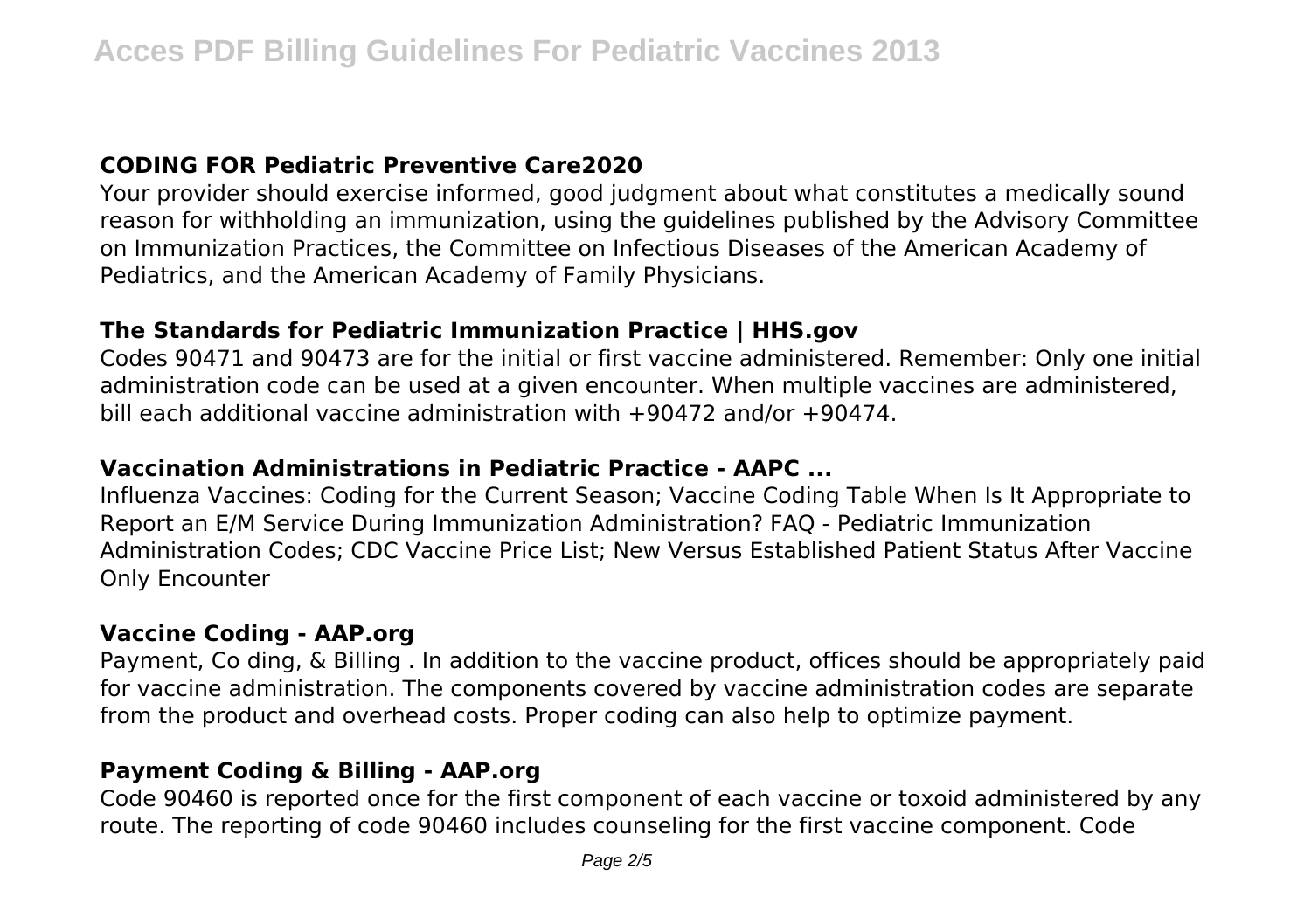## CODING FOR Pediatric Preventive Care2020

Your provider should exercise informed, good judgment about what constitutes a medically sound reason for withholding an immunization, using the guidelines published by the Advisory Committee on Immunization Practices, the Committee on Infectious Diseases of the American Academy of Pediatrics, and the American Academy of Family Physicians.

## The Standards for Pediatric Immunization Practice | HHS.gov

Codes 90471 and 90473 are for the initial or first vaccine administered. Remember: Only one initial administration code can be used at a given encounter. When multiple vaccines are administered, bill each additional vaccine administration with +90472 and/or +90474.

## Vaccination Administrations in Pediatric Practice - AAPC ...

Influenza Vaccines: Coding for the Current Season; Vaccine Coding Table When Is It Appropriate to Report an E/M Service During Immunization Administration? FAQ - Pediatric Immunization Administration Codes; CDC Vaccine Price List; New Versus Established Patient Status After Vaccine Only Encounter

## Vaccine Coding - AAP.org

Payment, Co ding, & Billing . In addition to the vaccine product, offices should be appropriately paid for vaccine administration. The components covered by vaccine administration codes are separate from the product and overhead costs. Proper coding can also help to optimize payment.

## Payment Coding & Billing - AAP.org

Code 90460 is reported once for the first component of each vaccine or toxoid administered by any route. The reporting of code 90460 includes counseling for the first vaccine component. Code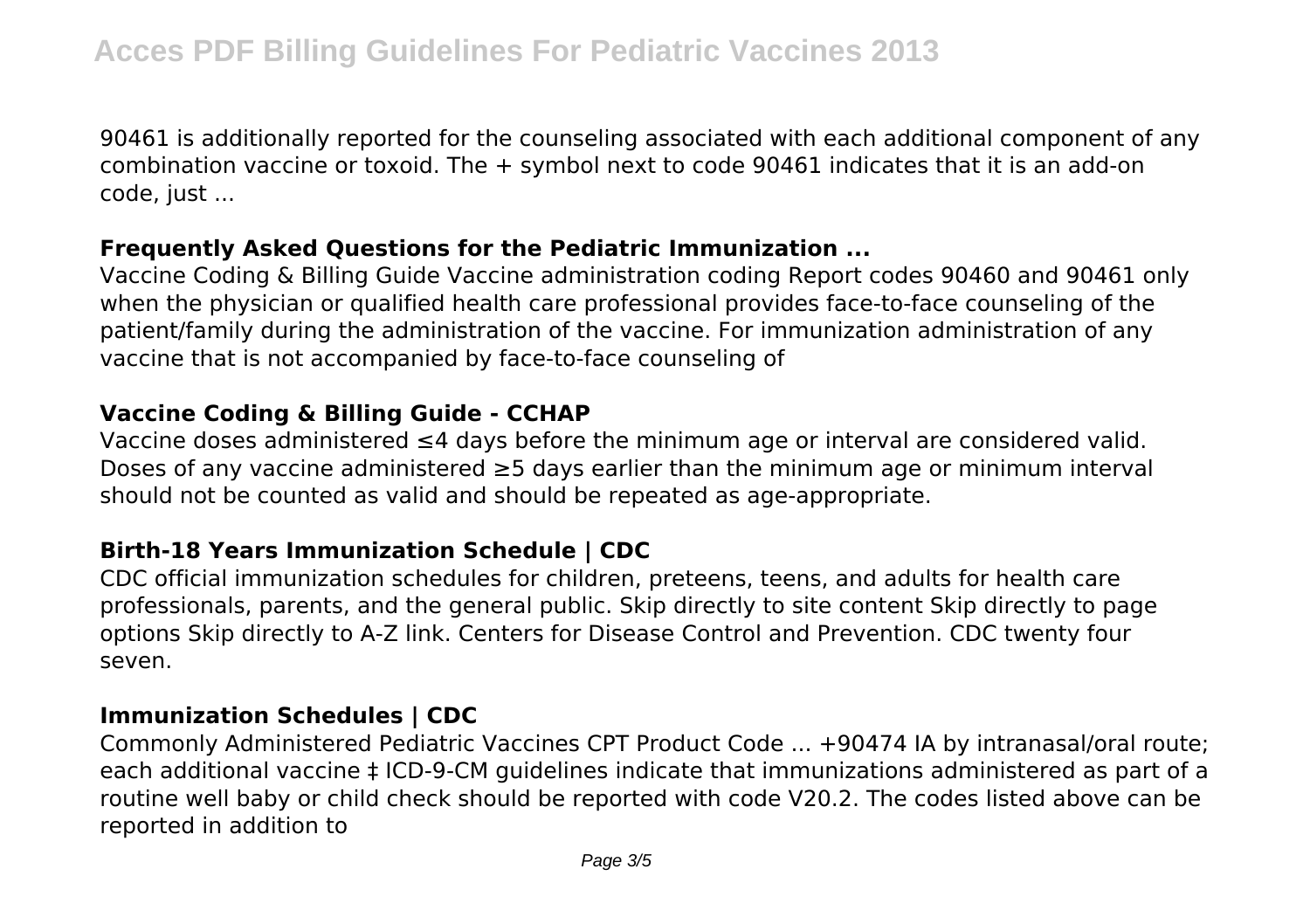90461 is additionally reported for the counseling associated with each additional component of any combination vaccine or toxoid. The + symbol next to code 90461 indicates that it is an add-on code, just ...

### Frequently Asked Questions for the Pediatric Immunization ...

Vaccine Coding & Billing Guide Vaccine administration coding Report codes 90460 and 90461 only when the physician or qualified health care professional provides face-to-face counseling of the patient/family during the administration of the vaccine. For immunization administration of any vaccine that is not accompanied by face-to-face counseling of

### Vaccine Coding & Billing Guide - CCHAP

Vaccine doses administered ≤4 days before the minimum age or interval are considered valid. Doses of any vaccine administered ≥5 days earlier than the minimum age or minimum interval should not be counted as valid and should be repeated as age-appropriate.

### Birth-18 Years Immunization Schedule | CDC

CDC official immunization schedules for children, preteens, teens, and adults for health care professionals, parents, and the general public. Skip directly to site content Skip directly to page options Skip directly to A-Z link. Centers for Disease Control and Prevention. CDC twenty four seven.

### Immunization Schedules | CDC

Commonly Administered Pediatric Vaccines CPT Product Code ... +90474 IA by intranasal/oral route; each additional vaccine ‡ ICD-9-CM guidelines indicate that immunizations administered as part of a routine well baby or child check should be reported with code V20.2. The codes listed above can be reported in addition to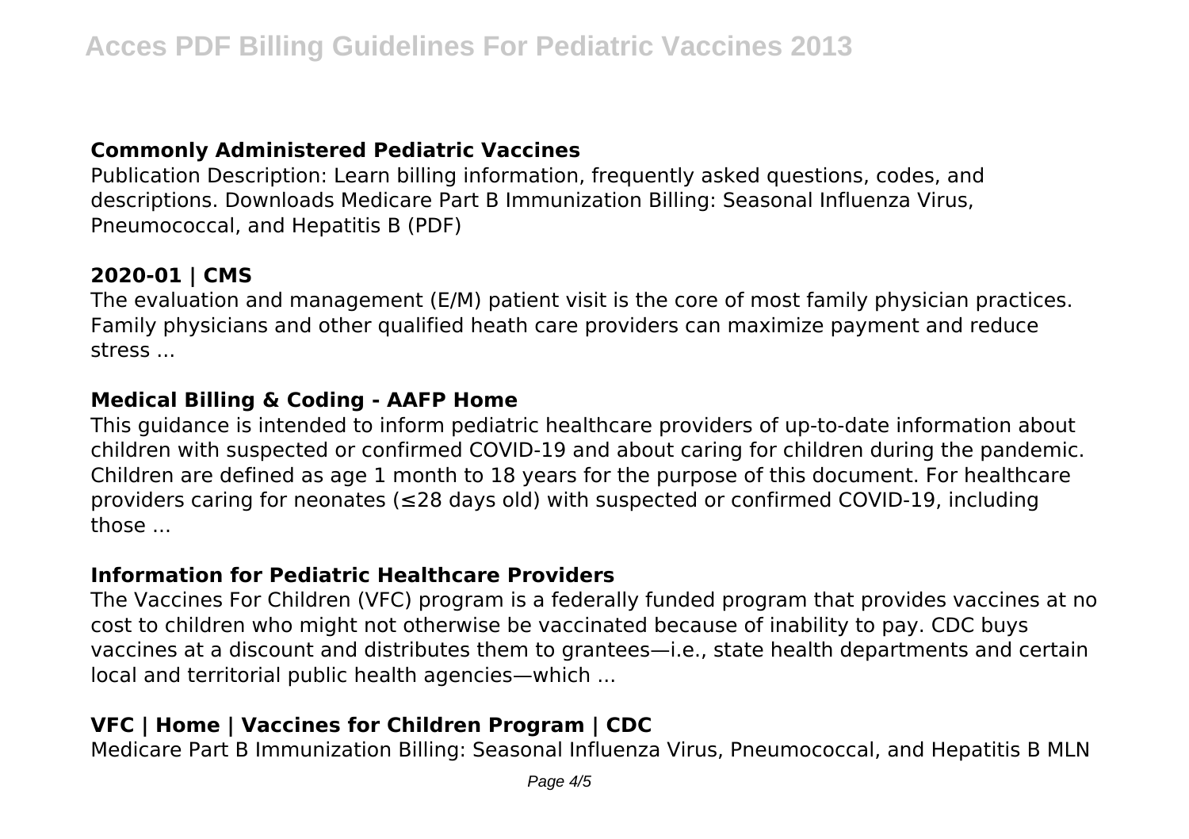### Commonly Administered Pediatric Vaccines

Publication Description: Learn billing information, frequently asked questions, codes, and descriptions. Downloads Medicare Part B Immunization Billing: Seasonal Influenza Virus, Pneumococcal, and Hepatitis B (PDF)

### 2020-01 | CMS

The evaluation and management (E/M) patient visit is the core of most family physician practices. Family physicians and other qualified heath care providers can maximize payment and reduce stress ...

### Medical Billing & Coding - AAFP Home

This guidance is intended to inform pediatric healthcare providers of up-to-date information about children with suspected or confirmed COVID-19 and about caring for children during the pandemic. Children are defined as age 1 month to 18 years for the purpose of this document. For healthcare providers caring for neonates (≤28 days old) with suspected or confirmed COVID-19, including those ...

### Information for Pediatric Healthcare Providers

The Vaccines For Children (VFC) program is a federally funded program that provides vaccines at no cost to children who might not otherwise be vaccinated because of inability to pay. CDC buys vaccines at a discount and distributes them to grantees—i.e., state health departments and certain local and territorial public health agencies—which ...

### VFC | Home | Vaccines for Children Program | CDC

Medicare Part B Immunization Billing: Seasonal Influenza Virus, Pneumococcal, and Hepatitis B MLN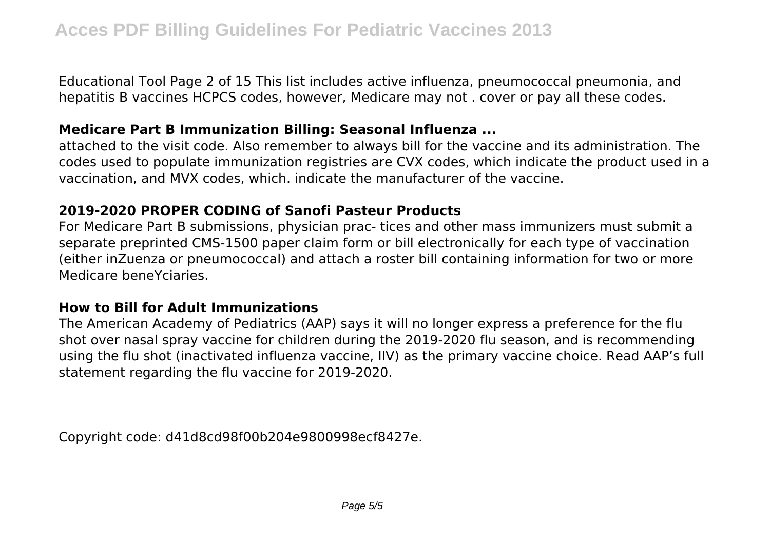Educational Tool Page 2 of 15 This list includes active influenza, pneumococcal pneumonia, and hepatitis B vaccines HCPCS codes, however, Medicare may not . cover or pay all these codes.

**Medicare Part B Immunization Billing: Seasonal Influenza ...**

attached to the visit code. Also remember to always bill for the vaccine and its administration. The codes used to populate immunization registries are CVX codes, which indicate the product used in a vaccination, and MVX codes, which. indicate the manufacturer of the vaccine.

**2019-2020 PROPER CODING of Sanofi Pasteur Products**

For Medicare Part B submissions, physician prac- tices and other mass immunizers must submit a separate preprinted CMS-1500 paper claim form or bill electronically for each type of vaccination (either inZuenza or pneumococcal) and attach a roster bill containing information for two or more Medicare beneYciaries.

**How to Bill for Adult Immunizations**

The American Academy of Pediatrics (AAP) says it will no longer express a preference for the flu shot over nasal spray vaccine for children during the 2019-2020 flu season, and is recommending using the flu shot (inactivated influenza vaccine, IIV) as the primary vaccine choice. Read AAP's full statement regarding the flu vaccine for 2019-2020.

Copyright code: d41d8cd98f00b204e9800998ecf8427e.